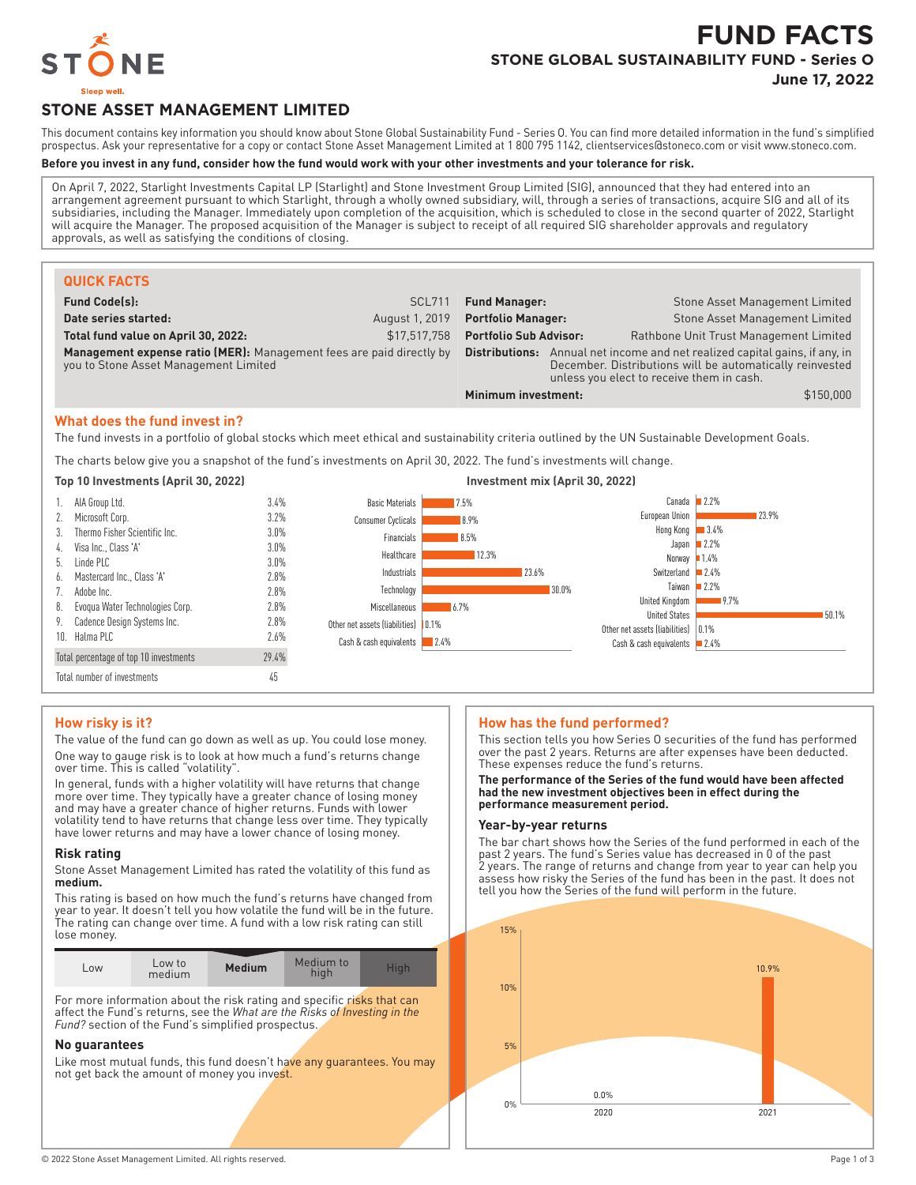# FUND FACTS

## STONE GLOBAL SUSTAINABILITY FUND - Series O

**June 17, 2022**

STONE

Sleep well.

## STONE ASSET MANAGEMENT LIMITED

This document contains key information you should know about Stone Global Sustainability Fund - Series O. You can find more detailed information in the fund's simplified prospectus. Ask your representative for a copy or contact Stone Asset Management Limited at 1 800 795 1142, clientservices@stoneco.com or visit www.stoneco.com.

**Before you invest in any fund, consider how the fund would work with your other investments and your tolerance for risk.**

On April 7, 2022, Starlight Investments Capital LP (Starlight) and Stone Investment Group Limited (SIG), announced that they had entered into an arrangement agreement pursuant to which Starlight, through a wholly owned subsidiary, will, through a series of transactions, acquire SIG and all of its subsidiaries, including the Manager. Immediately upon completion of the acquisition, which is scheduled to close in the second quarter of 2022, Starlight will acquire the Manager. The proposed acquisition of the Manager is subject to receipt of all required SIG shareholder approvals and regulatory approvals, as well as satisfying the conditions of closing.

### QUICK FACTS

| | | | |
|---|---|---|---|
| **Fund Code(s):** | SCL711 | **Fund Manager:** | Stone Asset Management Limited |
| **Date series started:** | August 1, 2019 | **Portfolio Manager:** | Stone Asset Management Limited |
| **Total fund value on April 30, 2022:** | $17,517,758 | **Portfolio Sub Advisor:** | Rathbone Unit Trust Management Limited |
| **Management expense ratio (MER):** Management fees are paid directly by you to Stone Asset Management Limited | | **Distributions:** | Annual net income and net realized capital gains, if any, in December. Distributions will be automatically reinvested unless you elect to receive them in cash. |
| | | **Minimum investment:** | $150,000 |

### What does the fund invest in?

The fund invests in a portfolio of global stocks which meet ethical and sustainability criteria outlined by the UN Sustainable Development Goals.

The charts below give you a snapshot of the fund's investments on April 30, 2022. The fund's investments will change.

**Top 10 Investments (April 30, 2022)**

| | |
|---|---|
| 1. AIA Group Ltd. | 3.4% |
| 2. Microsoft Corp. | 3.2% |
| 3. Thermo Fisher Scientific Inc. | 3.0% |
| 4. Visa Inc., Class 'A' | 3.0% |
| 5. Linde PLC | 3.0% |
| 6. Mastercard Inc., Class 'A' | 2.8% |
| 7. Adobe Inc. | 2.8% |
| 8. Evoqua Water Technologies Corp. | 2.8% |
| 9. Cadence Design Systems Inc. | 2.8% |
| 10. Halma PLC | 2.6% |
| Total percentage of top 10 investments | 29.4% |
| Total number of investments | 45 |

**Investment mix (April 30, 2022)**

| Sector | % |
|---|---|
| Basic Materials | 7.5% |
| Consumer Cyclicals | 8.9% |
| Financials | 8.5% |
| Healthcare | 12.3% |
| Industrials | 23.6% |
| Technology | 30.0% |
| Miscellaneous | 6.7% |
| Other net assets (liabilities) | 0.1% |
| Cash & cash equivalents | 2.4% |

| Country | % |
|---|---|
| Canada | 2.2% |
| European Union | 23.9% |
| Hong Kong | 3.4% |
| Japan | 2.2% |
| Norway | 1.4% |
| Switzerland | 2.4% |
| Taiwan | 2.2% |
| United Kingdom | 9.7% |
| United States | 50.1% |
| Other net assets (liabilities) | 0.1% |
| Cash & cash equivalents | 2.4% |

### How risky is it?

The value of the fund can go down as well as up. You could lose money.

One way to gauge risk is to look at how much a fund's returns change over time. This is called "volatility".

In general, funds with a higher volatility will have returns that change more over time. They typically have a greater chance of losing money and may have a greater chance of higher returns. Funds with lower volatility tend to have returns that change less over time. They typically have lower returns and may have a lower chance of losing money.

#### Risk rating

Stone Asset Management Limited has rated the volatility of this fund as **medium.**

This rating is based on how much the fund's returns have changed from year to year. It doesn't tell you how volatile the fund will be in the future. The rating can change over time. A fund with a low risk rating can still lose money.

| Low | Low to medium | **Medium** | Medium to high | High |
|---|---|---|---|---|

For more information about the risk rating and specific risks that can affect the Fund's returns, see the *What are the Risks of Investing in the Fund?* section of the Fund's simplified prospectus.

#### No guarantees

Like most mutual funds, this fund doesn't have any guarantees. You may not get back the amount of money you invest.

### How has the fund performed?

This section tells you how Series O securities of the fund has performed over the past 2 years. Returns are after expenses have been deducted. These expenses reduce the fund's returns.

**The performance of the Series of the fund would have been affected had the new investment objectives been in effect during the performance measurement period.**

#### Year-by-year returns

The bar chart shows how the Series of the fund performed in each of the past 2 years. The fund's Series value has decreased in 0 of the past 2 years. The range of returns and change from year to year can help you assess how risky the Series of the fund has been in the past. It does not tell you how the Series of the fund will perform in the future.

| Year | Return |
|---|---|
| 2020 | 0.0% |
| 2021 | 10.9% |

© 2022 Stone Asset Management Limited. All rights reserved.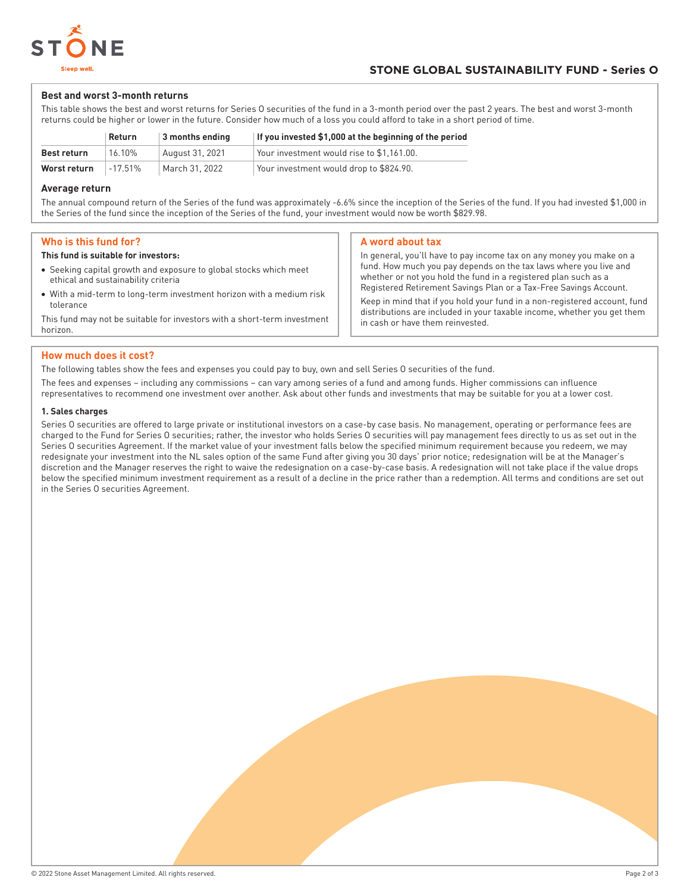### Best and worst 3-month returns

This table shows the best and worst returns for Series O securities of the fund in a 3-month period over the past 2 years. The best and worst 3-month returns could be higher or lower in the future. Consider how much of a loss you could afford to take in a short period of time.

| | Return | 3 months ending | If you invested $1,000 at the beginning of the period |
|---|---|---|---|
| **Best return** | 16.10% | August 31, 2021 | Your investment would rise to $1,161.00. |
| **Worst return** | -17.51% | March 31, 2022 | Your investment would drop to $824.90. |

### Average return

The annual compound return of the Series of the fund was approximately -6.6% since the inception of the Series of the fund. If you had invested $1,000 in the Series of the fund since the inception of the Series of the fund, your investment would now be worth $829.98.

## Who is this fund for?

**This fund is suitable for investors:**

- Seeking capital growth and exposure to global stocks which meet ethical and sustainability criteria
- With a mid-term to long-term investment horizon with a medium risk tolerance

This fund may not be suitable for investors with a short-term investment horizon.

## A word about tax

In general, you'll have to pay income tax on any money you make on a fund. How much you pay depends on the tax laws where you live and whether or not you hold the fund in a registered plan such as a Registered Retirement Savings Plan or a Tax-Free Savings Account.

Keep in mind that if you hold your fund in a non-registered account, fund distributions are included in your taxable income, whether you get them in cash or have them reinvested.

## How much does it cost?

The following tables show the fees and expenses you could pay to buy, own and sell Series O securities of the fund.

The fees and expenses – including any commissions – can vary among series of a fund and among funds. Higher commissions can influence representatives to recommend one investment over another. Ask about other funds and investments that may be suitable for you at a lower cost.

#### 1. Sales charges

Series O securities are offered to large private or institutional investors on a case-by case basis. No management, operating or performance fees are charged to the Fund for Series O securities; rather, the investor who holds Series O securities will pay management fees directly to us as set out in the Series O securities Agreement. If the market value of your investment falls below the specified minimum requirement because you redeem, we may redesignate your investment into the NL sales option of the same Fund after giving you 30 days' prior notice; redesignation will be at the Manager's discretion and the Manager reserves the right to waive the redesignation on a case-by-case basis. A redesignation will not take place if the value drops below the specified minimum investment requirement as a result of a decline in the price rather than a redemption. All terms and conditions are set out in the Series O securities Agreement.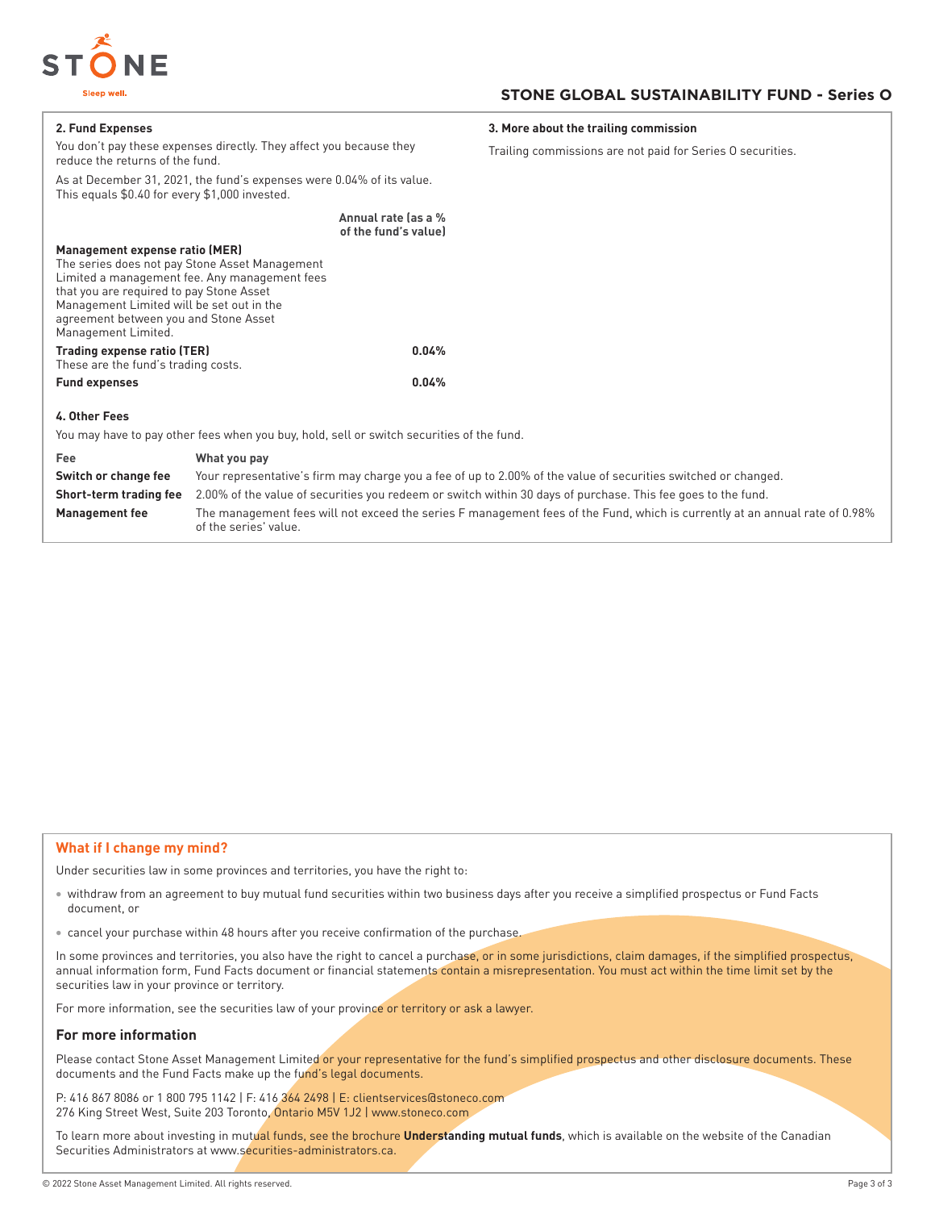# STONE GLOBAL SUSTAINABILITY FUND - Series O

## 2. Fund Expenses

You don't pay these expenses directly. They affect you because they reduce the returns of the fund.

As at December 31, 2021, the fund's expenses were 0.04% of its value. This equals $0.40 for every $1,000 invested.

| | Annual rate (as a % of the fund's value) |
|---|---|
| **Management expense ratio (MER)**<br>The series does not pay Stone Asset Management Limited a management fee. Any management fees that you are required to pay Stone Asset Management Limited will be set out in the agreement between you and Stone Asset Management Limited. | |
| **Trading expense ratio (TER)**<br>These are the fund's trading costs. | **0.04%** |
| **Fund expenses** | **0.04%** |

## 3. More about the trailing commission

Trailing commissions are not paid for Series O securities.

## 4. Other Fees

You may have to pay other fees when you buy, hold, sell or switch securities of the fund.

| Fee | What you pay |
|---|---|
| **Switch or change fee** | Your representative's firm may charge you a fee of up to 2.00% of the value of securities switched or changed. |
| **Short-term trading fee** | 2.00% of the value of securities you redeem or switch within 30 days of purchase. This fee goes to the fund. |
| **Management fee** | The management fees will not exceed the series F management fees of the Fund, which is currently at an annual rate of 0.98% of the series' value. |

## What if I change my mind?

Under securities law in some provinces and territories, you have the right to:

- withdraw from an agreement to buy mutual fund securities within two business days after you receive a simplified prospectus or Fund Facts document, or
- cancel your purchase within 48 hours after you receive confirmation of the purchase.

In some provinces and territories, you also have the right to cancel a purchase, or in some jurisdictions, claim damages, if the simplified prospectus, annual information form, Fund Facts document or financial statements contain a misrepresentation. You must act within the time limit set by the securities law in your province or territory.

For more information, see the securities law of your province or territory or ask a lawyer.

## For more information

Please contact Stone Asset Management Limited or your representative for the fund's simplified prospectus and other disclosure documents. These documents and the Fund Facts make up the fund's legal documents.

P: 416 867 8086 or 1 800 795 1142 | F: 416 364 2498 | E: clientservices@stoneco.com
276 King Street West, Suite 203 Toronto, Ontario M5V 1J2 | www.stoneco.com

To learn more about investing in mutual funds, see the brochure **Understanding mutual funds**, which is available on the website of the Canadian Securities Administrators at www.securities-administrators.ca.

© 2022 Stone Asset Management Limited. All rights reserved.